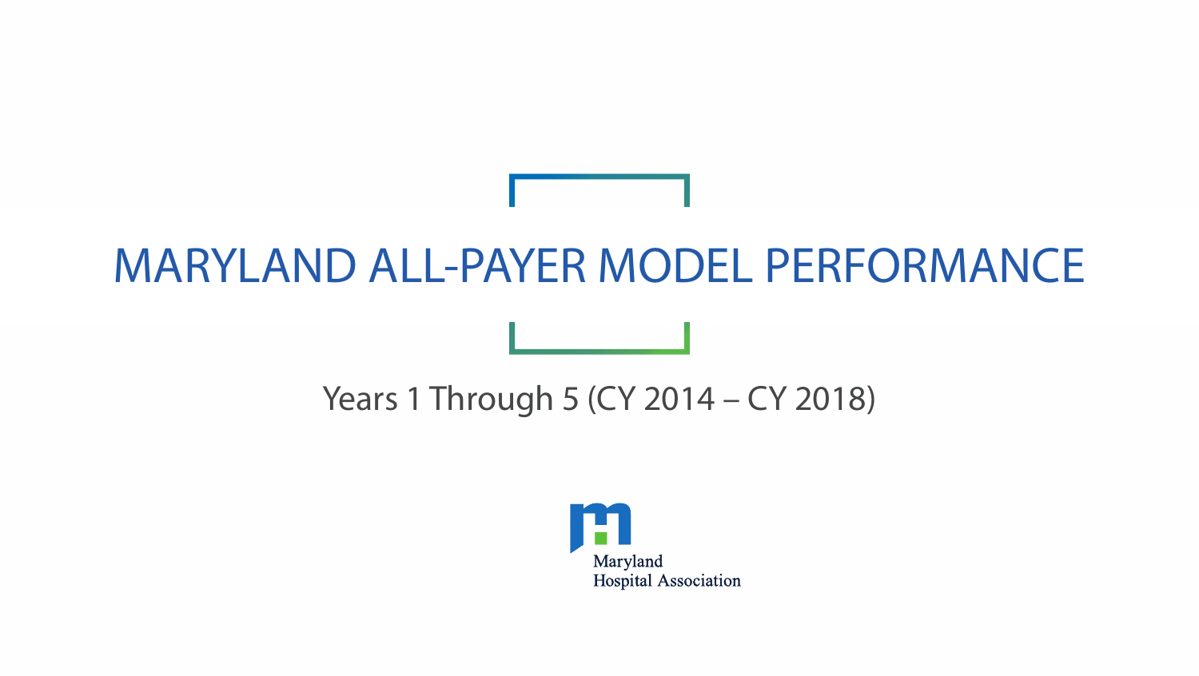# MARYLAND ALL-PAYER MODEL PERFORMANCE

Years 1 Through 5 (CY 2014 – CY 2018)

Maryland Hospital Association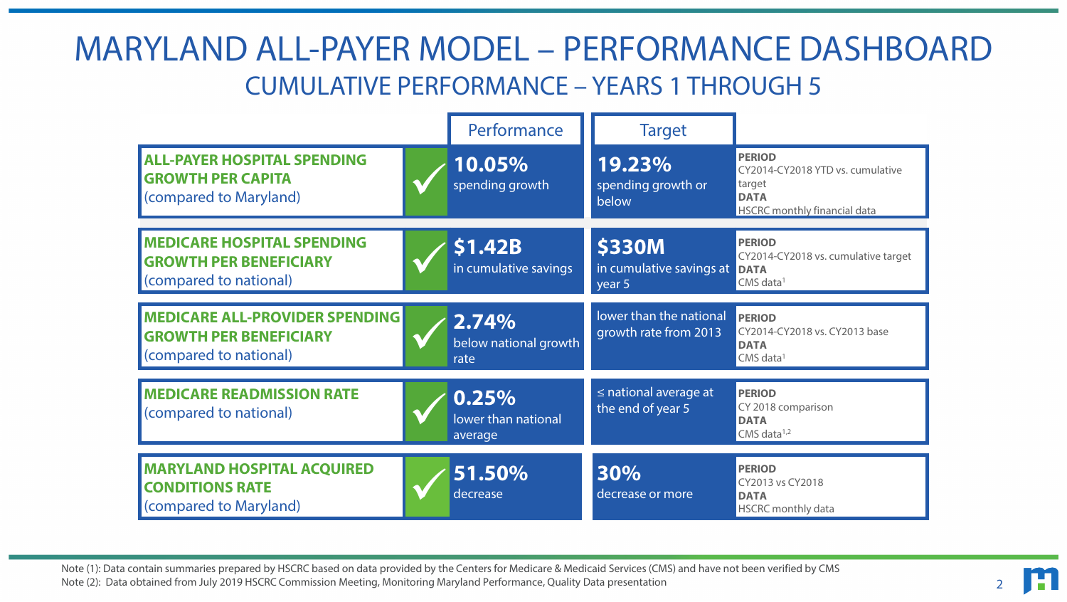# MARYLAND ALL-PAYER MODEL – PERFORMANCE DASHBOARD

## CUMULATIVE PERFORMANCE – YEARS 1 THROUGH 5

| Measure | Met | Performance | Target | Period / Data |
|---|---|---|---|---|
| **ALL-PAYER HOSPITAL SPENDING GROWTH PER CAPITA** (compared to Maryland) | ✓ | **10.05%** spending growth | **19.23%** spending growth or below | **PERIOD** CY2014-CY2018 YTD vs. cumulative target **DATA** HSCRC monthly financial data |
| **MEDICARE HOSPITAL SPENDING GROWTH PER BENEFICIARY** (compared to national) | ✓ | **$1.42B** in cumulative savings | **$330M** in cumulative savings at year 5 | **PERIOD** CY2014-CY2018 vs. cumulative target **DATA** CMS data[1] |
| **MEDICARE ALL-PROVIDER SPENDING GROWTH PER BENEFICIARY** (compared to national) | ✓ | **2.74%** below national growth rate | lower than the national growth rate from 2013 | **PERIOD** CY2014-CY2018 vs. CY2013 base **DATA** CMS data[1] |
| **MEDICARE READMISSION RATE** (compared to national) | ✓ | **0.25%** lower than national average | ≤ national average at the end of year 5 | **PERIOD** CY 2018 comparison **DATA** CMS data[1,2] |
| **MARYLAND HOSPITAL ACQUIRED CONDITIONS RATE** (compared to Maryland) | ✓ | **51.50%** decrease | **30%** decrease or more | **PERIOD** CY2013 vs CY2018 **DATA** HSCRC monthly data |

Note (1): Data contain summaries prepared by HSCRC based on data provided by the Centers for Medicare & Medicaid Services (CMS) and have not been verified by CMS

Note (2): Data obtained from July 2019 HSCRC Commission Meeting, Monitoring Maryland Performance, Quality Data presentation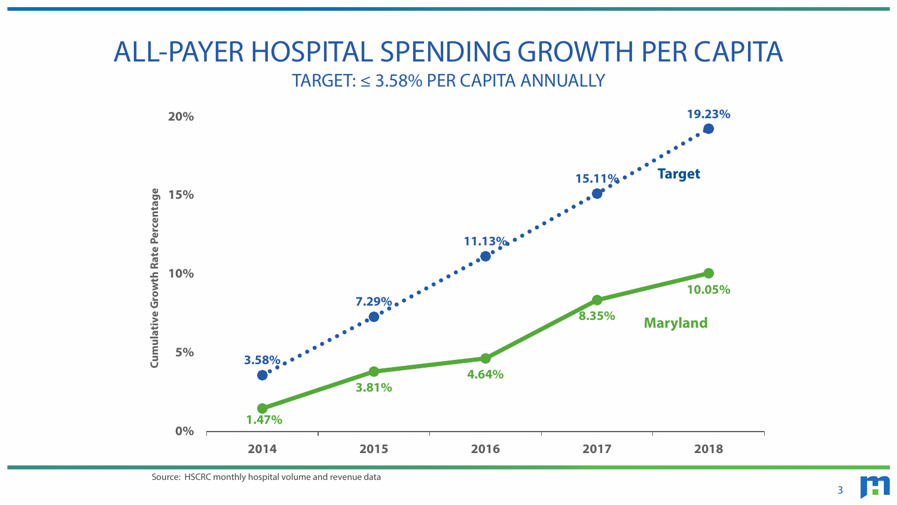# ALL-PAYER HOSPITAL SPENDING GROWTH PER CAPITA

## TARGET: ≤ 3.58% PER CAPITA ANNUALLY

| Year | Target | Maryland |
|---|---|---|
| 2014 | 3.58% | 1.47% |
| 2015 | 7.29% | 3.81% |
| 2016 | 11.13% | 4.64% |
| 2017 | 15.11% | 8.35% |
| 2018 | 19.23% | 10.05% |

Cumulative Growth Rate Percentage

Source: HSCRC monthly hospital volume and revenue data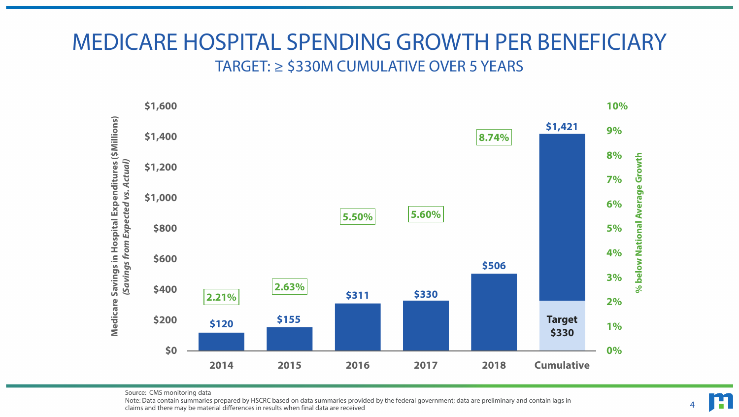# MEDICARE HOSPITAL SPENDING GROWTH PER BENEFICIARY

## TARGET: ≥ $330M CUMULATIVE OVER 5 YEARS

| | Medicare Savings in Hospital Expenditures ($Millions) (Savings from Expected vs. Actual) | % below National Average Growth |
|---|---|---|
| 2014 | $120 | 2.21% |
| 2015 | $155 | 2.63% |
| 2016 | $311 | 5.50% |
| 2017 | $330 | 5.60% |
| 2018 | $506 | 8.74% |
| Cumulative | $1,421 (Target $330) | |

Source: CMS monitoring data

Note: Data contain summaries prepared by HSCRC based on data summaries provided by the federal government; data are preliminary and contain lags in claims and there may be material differences in results when final data are received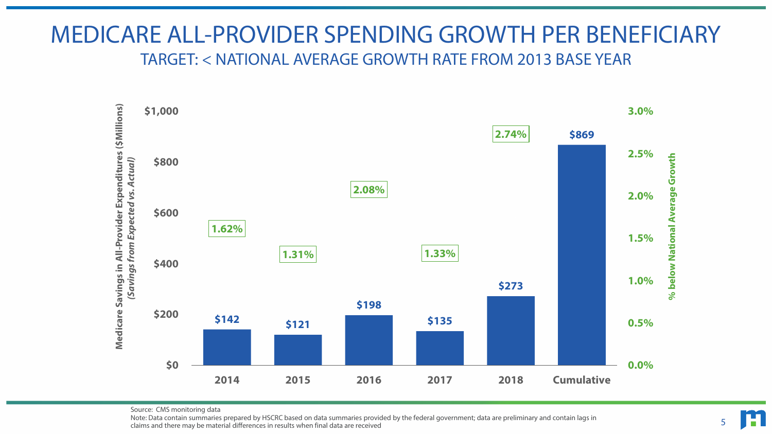# MEDICARE ALL-PROVIDER SPENDING GROWTH PER BENEFICIARY

## TARGET: < NATIONAL AVERAGE GROWTH RATE FROM 2013 BASE YEAR

| Year | Medicare Savings in All-Provider Expenditures ($Millions) (Savings from Expected vs. Actual) | % below National Average Growth |
|---|---|---|
| 2014 | $142 | 1.62% |
| 2015 | $121 | 1.31% |
| 2016 | $198 | 2.08% |
| 2017 | $135 | 1.33% |
| 2018 | $273 | 2.74% |
| Cumulative | $869 | |

Source: CMS monitoring data

Note: Data contain summaries prepared by HSCRC based on data summaries provided by the federal government; data are preliminary and contain lags in claims and there may be material differences in results when final data are received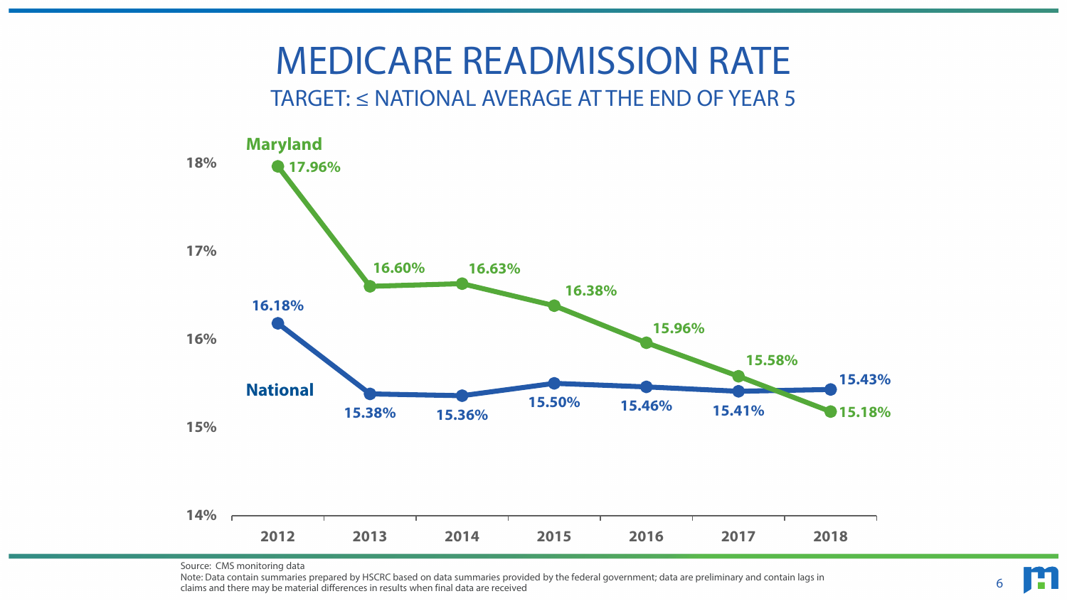# MEDICARE READMISSION RATE

## TARGET: ≤ NATIONAL AVERAGE AT THE END OF YEAR 5

| Year | Maryland | National |
|---|---|---|
| 2012 | 17.96% | 16.18% |
| 2013 | 16.60% | 15.38% |
| 2014 | 16.63% | 15.36% |
| 2015 | 16.38% | 15.50% |
| 2016 | 15.96% | 15.46% |
| 2017 | 15.58% | 15.41% |
| 2018 | 15.18% | 15.43% |

Source: CMS monitoring data

Note: Data contain summaries prepared by HSCRC based on data summaries provided by the federal government; data are preliminary and contain lags in claims and there may be material differences in results when final data are received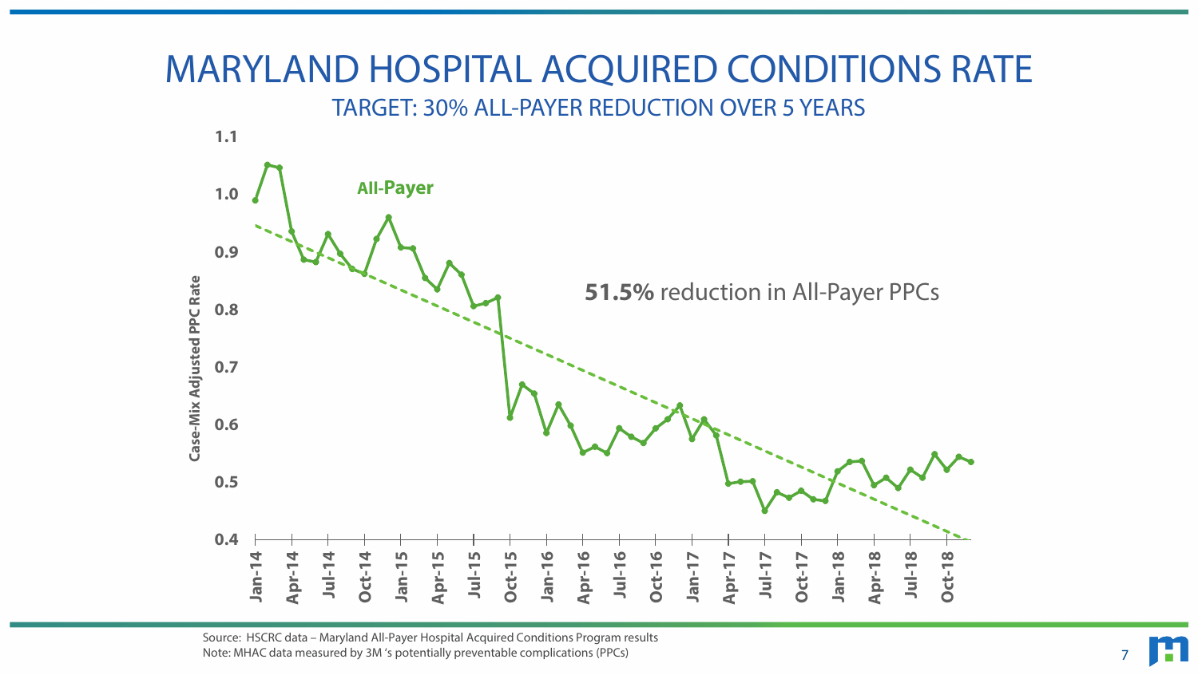# MARYLAND HOSPITAL ACQUIRED CONDITIONS RATE

## TARGET: 30% ALL-PAYER REDUCTION OVER 5 YEARS

Case-Mix Adjusted PPC Rate

1.1
1.0
0.9
0.8
0.7
0.6
0.5
0.4

All-Payer

**51.5%** reduction in All-Payer PPCs

Jan-14
Apr-14
Jul-14
Oct-14
Jan-15
Apr-15
Jul-15
Oct-15
Jan-16
Apr-16
Jul-16
Oct-16
Jan-17
Apr-17
Jul-17
Oct-17
Jan-18
Apr-18
Jul-18
Oct-18

Source: HSCRC data – Maryland All-Payer Hospital Acquired Conditions Program results
Note: MHAC data measured by 3M 's potentially preventable complications (PPCs)